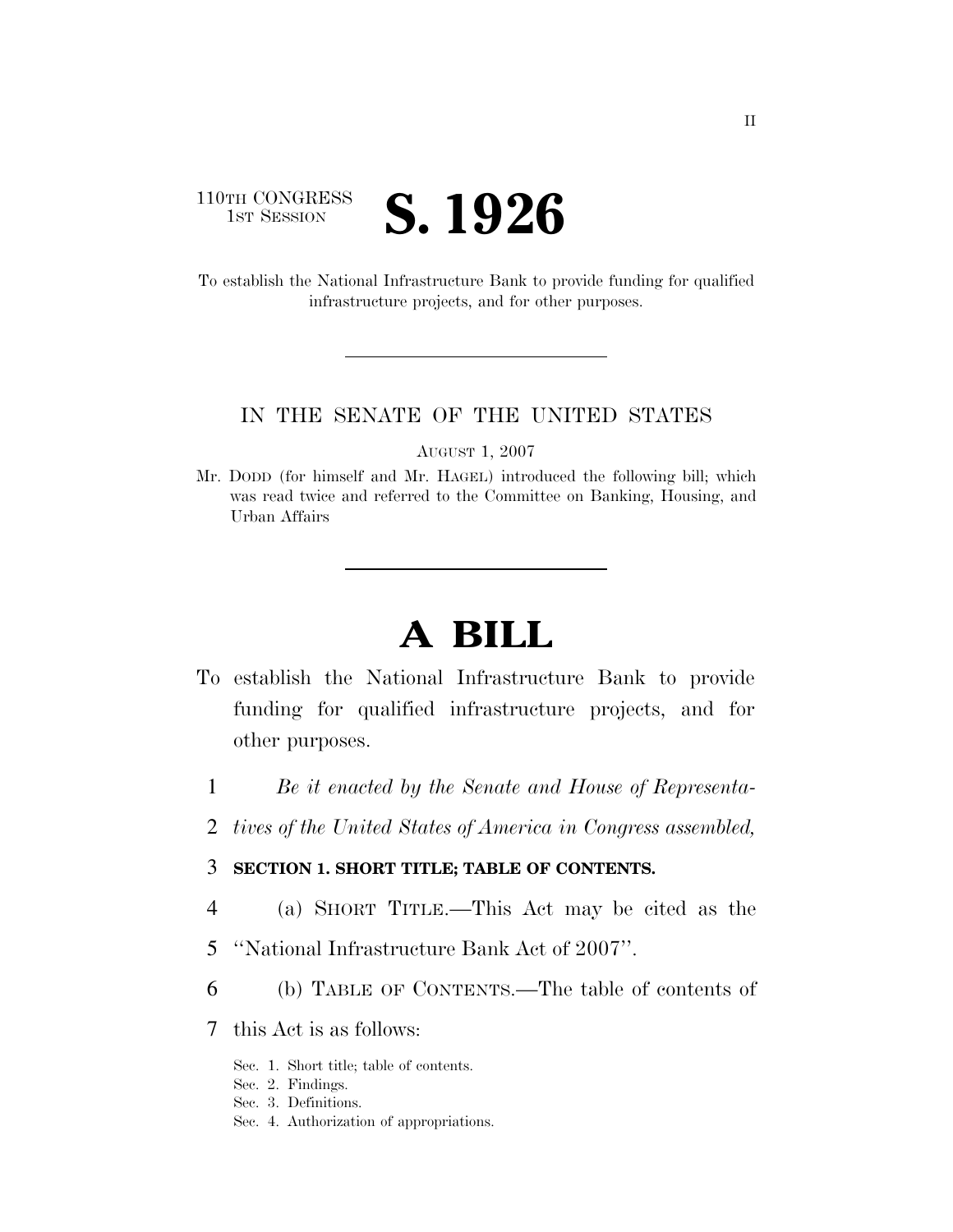110TH CONGRESS
1ST SESSION

# S. 1926

To establish the National Infrastructure Bank to provide funding for qualified infrastructure projects, and for other purposes.

---

IN THE SENATE OF THE UNITED STATES

AUGUST 1, 2007

Mr. DODD (for himself and Mr. HAGEL) introduced the following bill; which was read twice and referred to the Committee on Banking, Housing, and Urban Affairs

---

# A BILL

To establish the National Infrastructure Bank to provide funding for qualified infrastructure projects, and for other purposes.

1 *Be it enacted by the Senate and House of Representa-*
2 *tives of the United States of America in Congress assembled,*

3 **SECTION 1. SHORT TITLE; TABLE OF CONTENTS.**

4 (a) SHORT TITLE.—This Act may be cited as the
5 ''National Infrastructure Bank Act of 2007''.

6 (b) TABLE OF CONTENTS.—The table of contents of
7 this Act is as follows:

Sec. 1. Short title; table of contents.
Sec. 2. Findings.
Sec. 3. Definitions.
Sec. 4. Authorization of appropriations.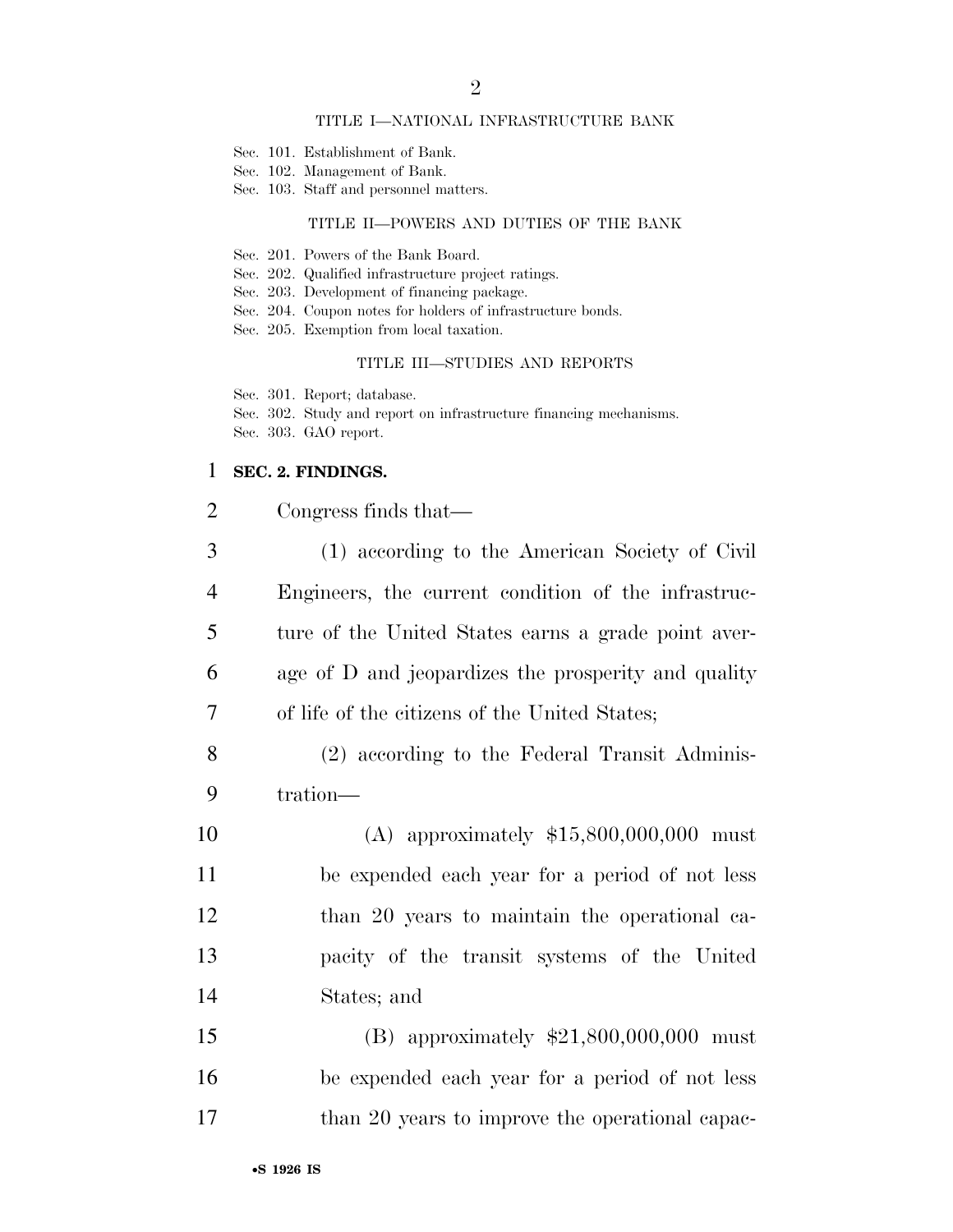TITLE I—NATIONAL INFRASTRUCTURE BANK

Sec. 101. Establishment of Bank.
Sec. 102. Management of Bank.
Sec. 103. Staff and personnel matters.

TITLE II—POWERS AND DUTIES OF THE BANK

Sec. 201. Powers of the Bank Board.
Sec. 202. Qualified infrastructure project ratings.
Sec. 203. Development of financing package.
Sec. 204. Coupon notes for holders of infrastructure bonds.
Sec. 205. Exemption from local taxation.

TITLE III—STUDIES AND REPORTS

Sec. 301. Report; database.
Sec. 302. Study and report on infrastructure financing mechanisms.
Sec. 303. GAO report.

**SEC. 2. FINDINGS.**

Congress finds that—

(1) according to the American Society of Civil Engineers, the current condition of the infrastructure of the United States earns a grade point average of D and jeopardizes the prosperity and quality of life of the citizens of the United States;

(2) according to the Federal Transit Administration—

(A) approximately $15,800,000,000 must be expended each year for a period of not less than 20 years to maintain the operational capacity of the transit systems of the United States; and

(B) approximately $21,800,000,000 must be expended each year for a period of not less than 20 years to improve the operational capac-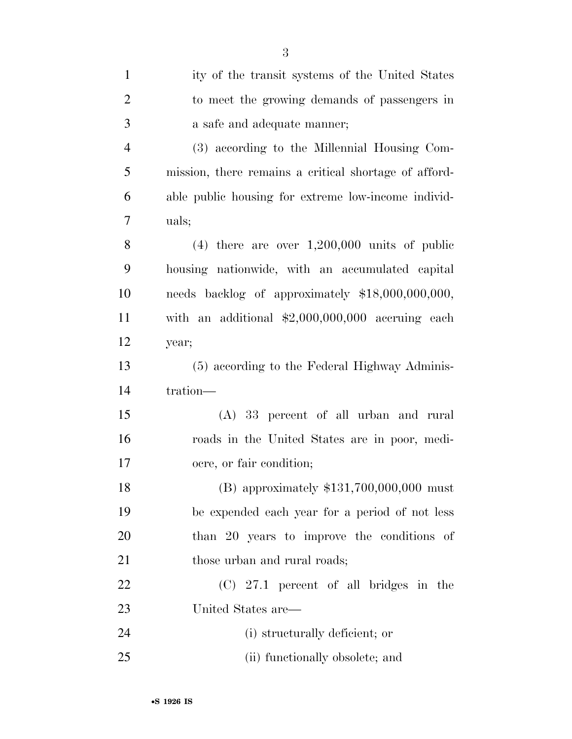ity of the transit systems of the United States to meet the growing demands of passengers in a safe and adequate manner;

(3) according to the Millennial Housing Commission, there remains a critical shortage of affordable public housing for extreme low-income individuals;

(4) there are over 1,200,000 units of public housing nationwide, with an accumulated capital needs backlog of approximately $18,000,000,000, with an additional $2,000,000,000 accruing each year;

(5) according to the Federal Highway Administration—

(A) 33 percent of all urban and rural roads in the United States are in poor, mediocre, or fair condition;

(B) approximately $131,700,000,000 must be expended each year for a period of not less than 20 years to improve the conditions of those urban and rural roads;

(C) 27.1 percent of all bridges in the United States are—

(i) structurally deficient; or

(ii) functionally obsolete; and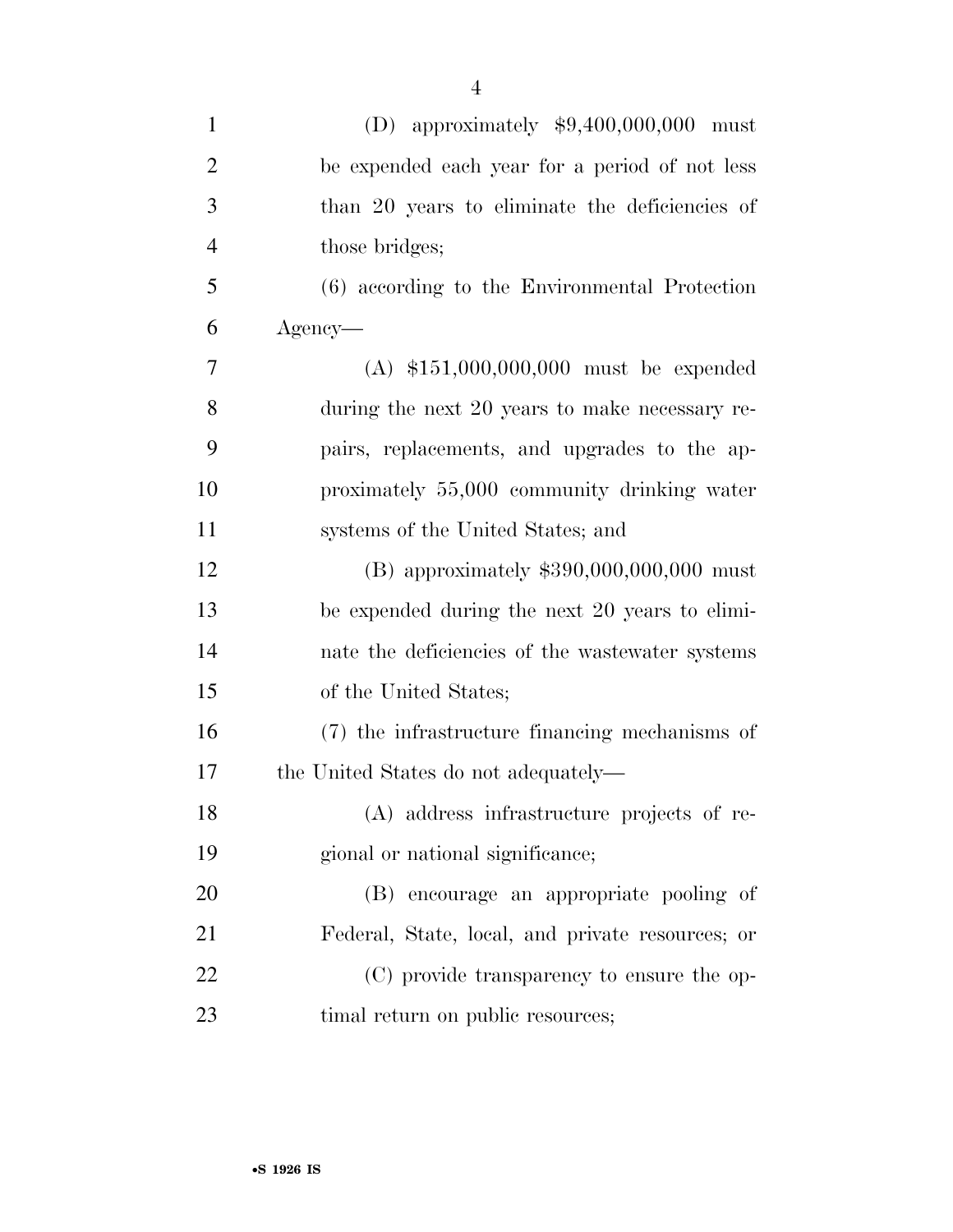(D) approximately $9,400,000,000 must be expended each year for a period of not less than 20 years to eliminate the deficiencies of those bridges;

(6) according to the Environmental Protection Agency—

(A) $151,000,000,000 must be expended during the next 20 years to make necessary repairs, replacements, and upgrades to the approximately 55,000 community drinking water systems of the United States; and

(B) approximately $390,000,000,000 must be expended during the next 20 years to eliminate the deficiencies of the wastewater systems of the United States;

(7) the infrastructure financing mechanisms of the United States do not adequately—

(A) address infrastructure projects of regional or national significance;

(B) encourage an appropriate pooling of Federal, State, local, and private resources; or

(C) provide transparency to ensure the optimal return on public resources;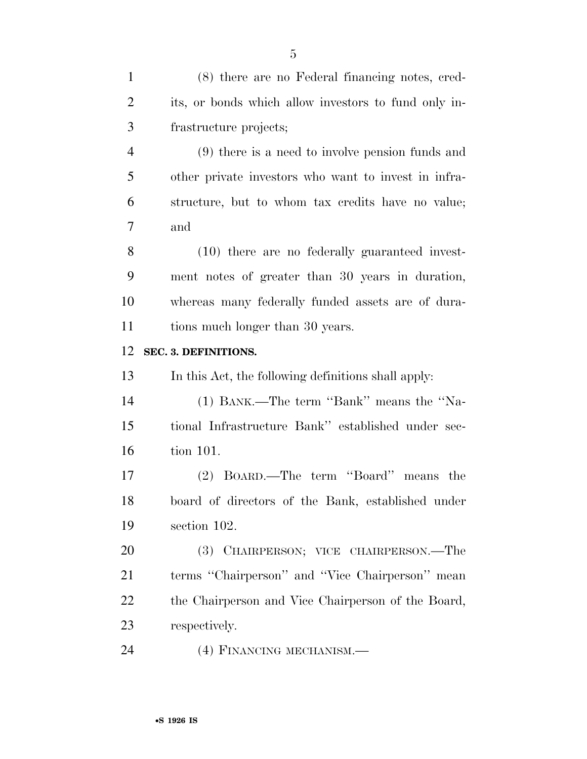(8) there are no Federal financing notes, credits, or bonds which allow investors to fund only infrastructure projects;

(9) there is a need to involve pension funds and other private investors who want to invest in infrastructure, but to whom tax credits have no value; and

(10) there are no federally guaranteed investment notes of greater than 30 years in duration, whereas many federally funded assets are of durations much longer than 30 years.

**SEC. 3. DEFINITIONS.**

In this Act, the following definitions shall apply:

(1) BANK.—The term ''Bank'' means the ''National Infrastructure Bank'' established under section 101.

(2) BOARD.—The term ''Board'' means the board of directors of the Bank, established under section 102.

(3) CHAIRPERSON; VICE CHAIRPERSON.—The terms ''Chairperson'' and ''Vice Chairperson'' mean the Chairperson and Vice Chairperson of the Board, respectively.

(4) FINANCING MECHANISM.—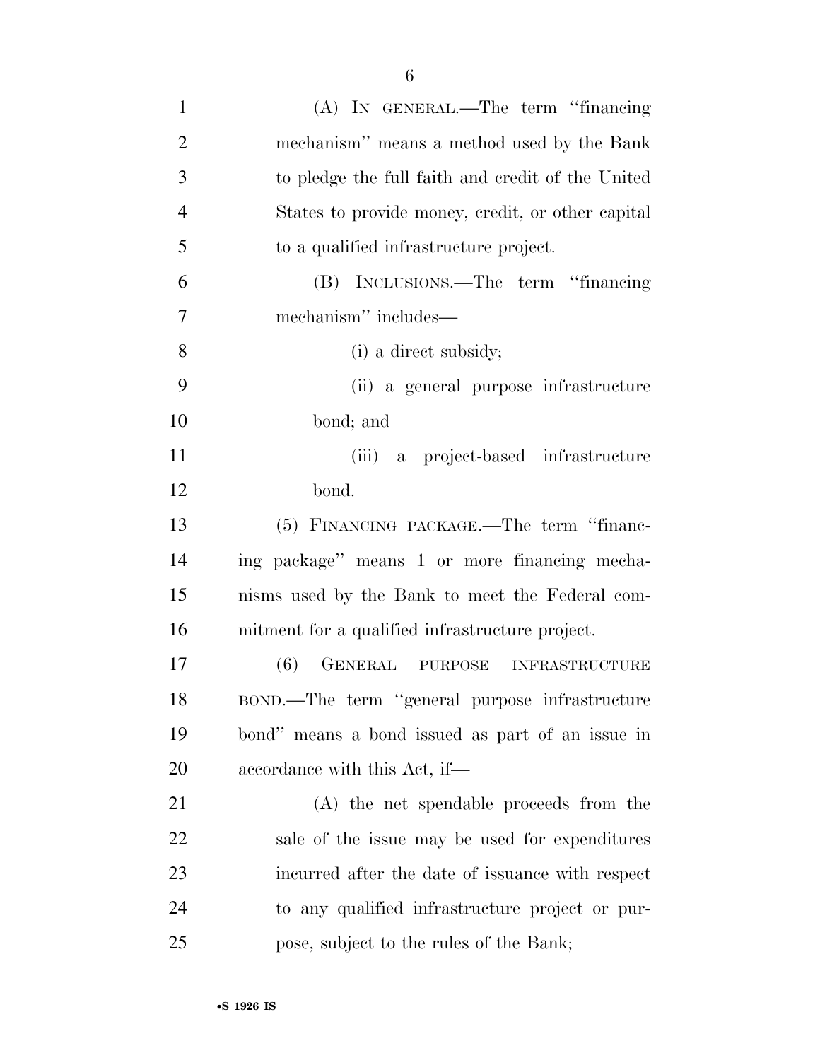(A) IN GENERAL.—The term "financing mechanism" means a method used by the Bank to pledge the full faith and credit of the United States to provide money, credit, or other capital to a qualified infrastructure project.

(B) INCLUSIONS.—The term "financing mechanism" includes—

(i) a direct subsidy;

(ii) a general purpose infrastructure bond; and

(iii) a project-based infrastructure bond.

(5) FINANCING PACKAGE.—The term "financing package" means 1 or more financing mechanisms used by the Bank to meet the Federal commitment for a qualified infrastructure project.

(6) GENERAL PURPOSE INFRASTRUCTURE BOND.—The term "general purpose infrastructure bond" means a bond issued as part of an issue in accordance with this Act, if—

(A) the net spendable proceeds from the sale of the issue may be used for expenditures incurred after the date of issuance with respect to any qualified infrastructure project or purpose, subject to the rules of the Bank;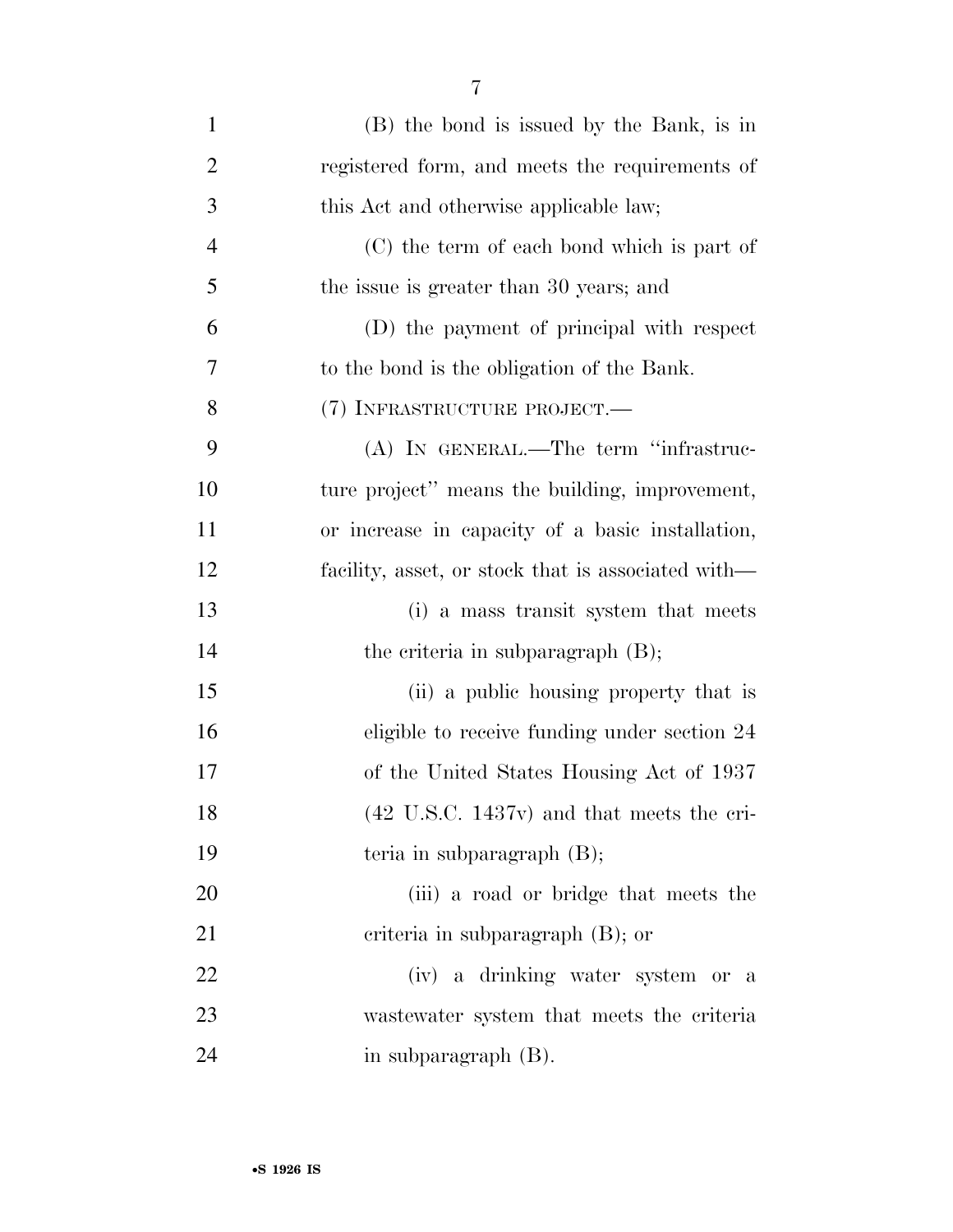(B) the bond is issued by the Bank, is in registered form, and meets the requirements of this Act and otherwise applicable law;

(C) the term of each bond which is part of the issue is greater than 30 years; and

(D) the payment of principal with respect to the bond is the obligation of the Bank.

(7) INFRASTRUCTURE PROJECT.—

(A) IN GENERAL.—The term "infrastructure project" means the building, improvement, or increase in capacity of a basic installation, facility, asset, or stock that is associated with—

(i) a mass transit system that meets the criteria in subparagraph (B);

(ii) a public housing property that is eligible to receive funding under section 24 of the United States Housing Act of 1937 (42 U.S.C. 1437v) and that meets the criteria in subparagraph (B);

(iii) a road or bridge that meets the criteria in subparagraph (B); or

(iv) a drinking water system or a wastewater system that meets the criteria in subparagraph (B).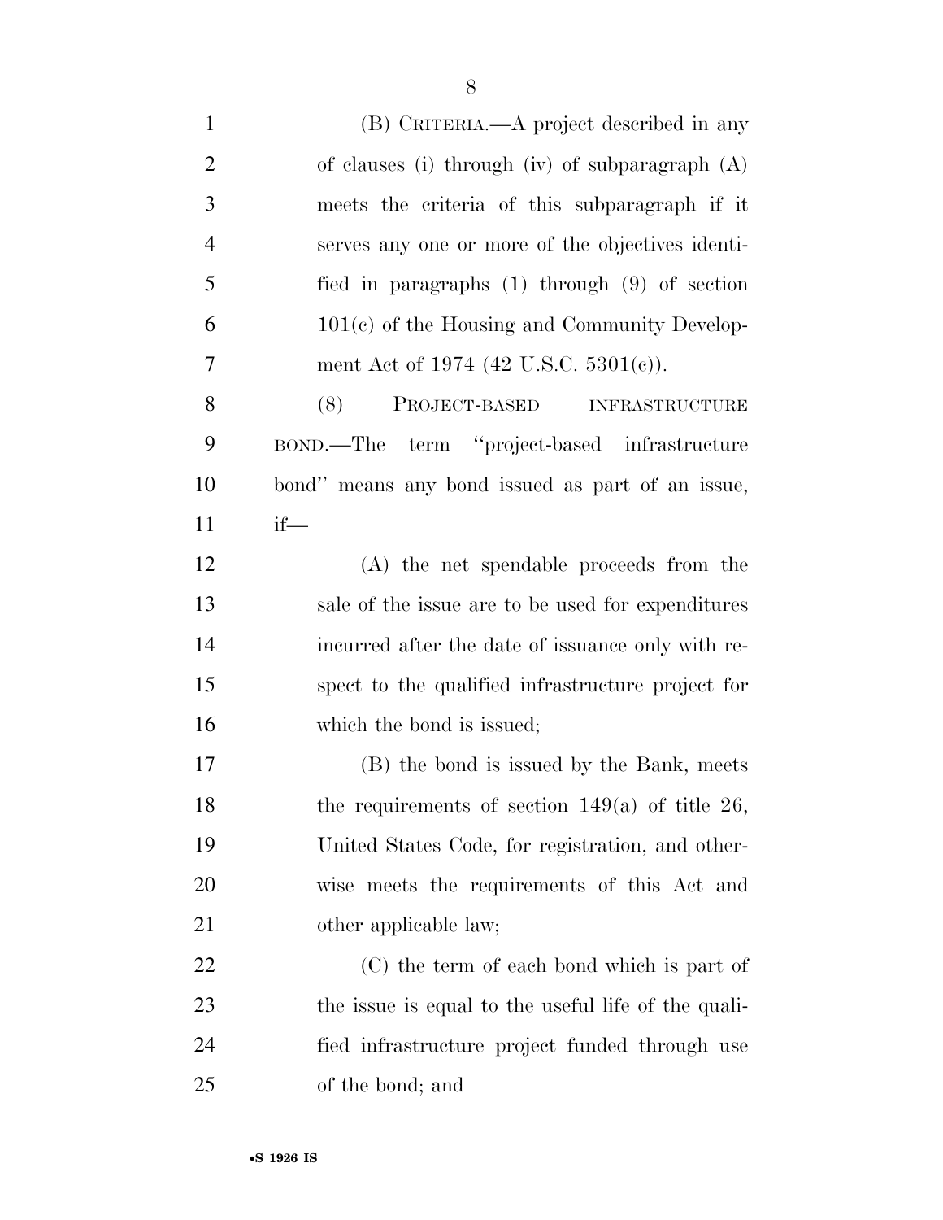(B) CRITERIA.—A project described in any of clauses (i) through (iv) of subparagraph (A) meets the criteria of this subparagraph if it serves any one or more of the objectives identified in paragraphs (1) through (9) of section 101(c) of the Housing and Community Development Act of 1974 (42 U.S.C. 5301(c)).

(8) PROJECT-BASED INFRASTRUCTURE BOND.—The term "project-based infrastructure bond" means any bond issued as part of an issue, if—

(A) the net spendable proceeds from the sale of the issue are to be used for expenditures incurred after the date of issuance only with respect to the qualified infrastructure project for which the bond is issued;

(B) the bond is issued by the Bank, meets the requirements of section 149(a) of title 26, United States Code, for registration, and otherwise meets the requirements of this Act and other applicable law;

(C) the term of each bond which is part of the issue is equal to the useful life of the qualified infrastructure project funded through use of the bond; and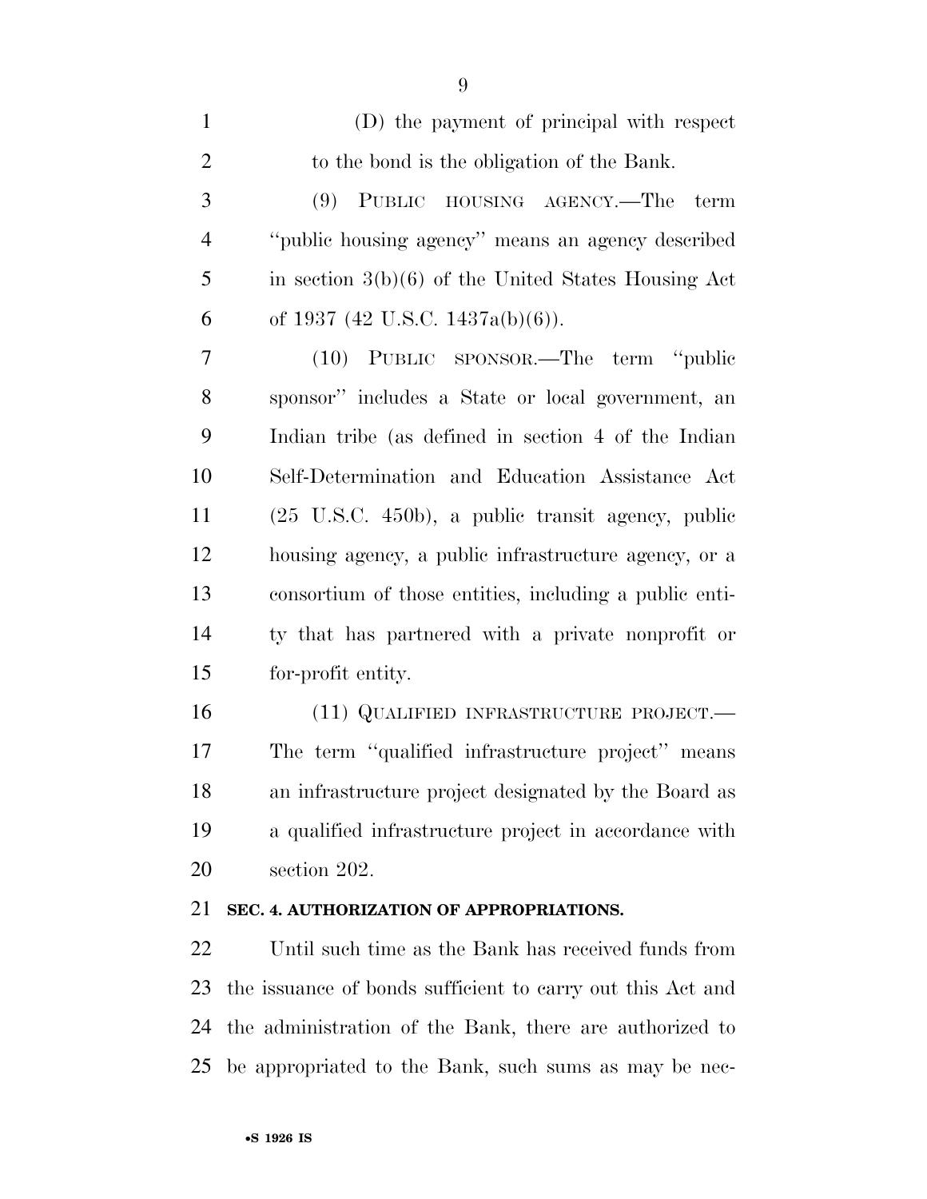(D) the payment of principal with respect to the bond is the obligation of the Bank.

(9) PUBLIC HOUSING AGENCY.—The term ''public housing agency'' means an agency described in section 3(b)(6) of the United States Housing Act of 1937 (42 U.S.C. 1437a(b)(6)).

(10) PUBLIC SPONSOR.—The term ''public sponsor'' includes a State or local government, an Indian tribe (as defined in section 4 of the Indian Self-Determination and Education Assistance Act (25 U.S.C. 450b), a public transit agency, public housing agency, a public infrastructure agency, or a consortium of those entities, including a public entity that has partnered with a private nonprofit or for-profit entity.

(11) QUALIFIED INFRASTRUCTURE PROJECT.— The term ''qualified infrastructure project'' means an infrastructure project designated by the Board as a qualified infrastructure project in accordance with section 202.

**SEC. 4. AUTHORIZATION OF APPROPRIATIONS.**

Until such time as the Bank has received funds from the issuance of bonds sufficient to carry out this Act and the administration of the Bank, there are authorized to be appropriated to the Bank, such sums as may be nec-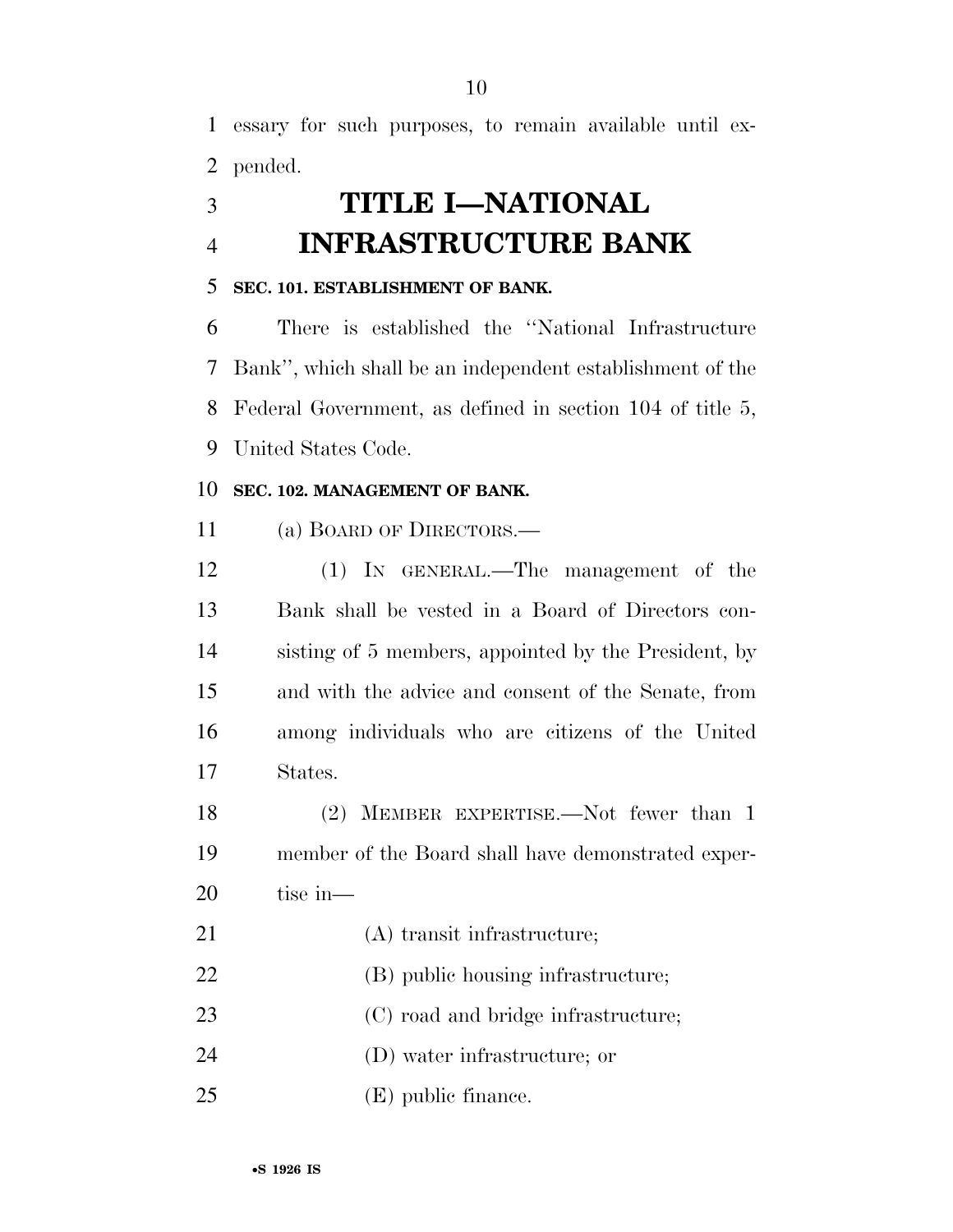essary for such purposes, to remain available until expended.

# TITLE I—NATIONAL INFRASTRUCTURE BANK

### SEC. 101. ESTABLISHMENT OF BANK.

There is established the "National Infrastructure Bank", which shall be an independent establishment of the Federal Government, as defined in section 104 of title 5, United States Code.

### SEC. 102. MANAGEMENT OF BANK.

(a) BOARD OF DIRECTORS.—

(1) IN GENERAL.—The management of the Bank shall be vested in a Board of Directors consisting of 5 members, appointed by the President, by and with the advice and consent of the Senate, from among individuals who are citizens of the United States.

(2) MEMBER EXPERTISE.—Not fewer than 1 member of the Board shall have demonstrated expertise in—

(A) transit infrastructure;

(B) public housing infrastructure;

(C) road and bridge infrastructure;

(D) water infrastructure; or

(E) public finance.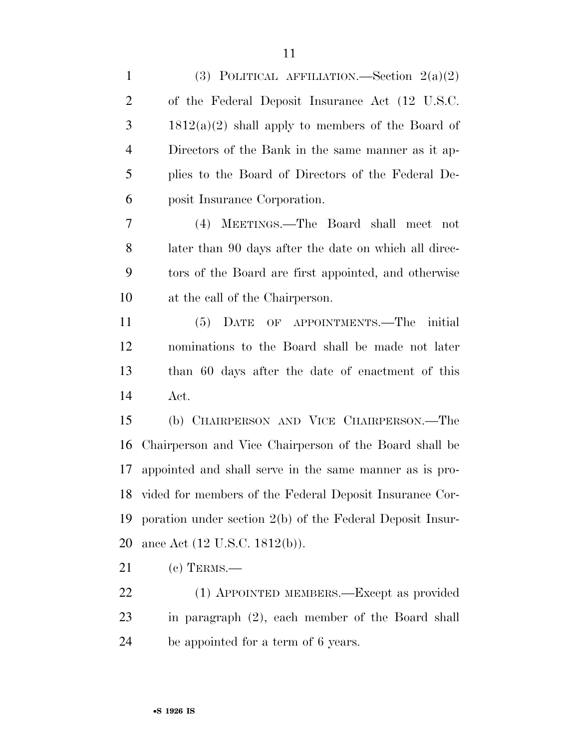(3) POLITICAL AFFILIATION.—Section 2(a)(2) of the Federal Deposit Insurance Act (12 U.S.C. 1812(a)(2) shall apply to members of the Board of Directors of the Bank in the same manner as it applies to the Board of Directors of the Federal Deposit Insurance Corporation.

(4) MEETINGS.—The Board shall meet not later than 90 days after the date on which all directors of the Board are first appointed, and otherwise at the call of the Chairperson.

(5) DATE OF APPOINTMENTS.—The initial nominations to the Board shall be made not later than 60 days after the date of enactment of this Act.

(b) CHAIRPERSON AND VICE CHAIRPERSON.—The Chairperson and Vice Chairperson of the Board shall be appointed and shall serve in the same manner as is provided for members of the Federal Deposit Insurance Corporation under section 2(b) of the Federal Deposit Insurance Act (12 U.S.C. 1812(b)).

(c) TERMS.—

(1) APPOINTED MEMBERS.—Except as provided in paragraph (2), each member of the Board shall be appointed for a term of 6 years.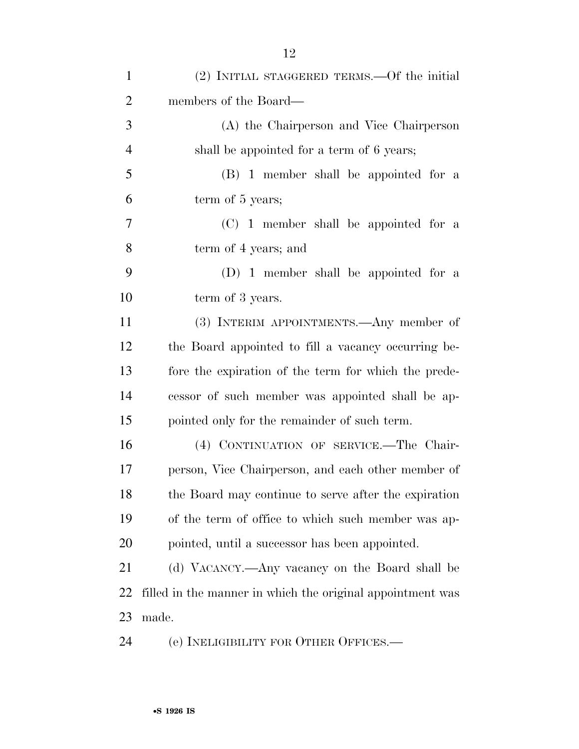(2) INITIAL STAGGERED TERMS.—Of the initial members of the Board—

(A) the Chairperson and Vice Chairperson shall be appointed for a term of 6 years;

(B) 1 member shall be appointed for a term of 5 years;

(C) 1 member shall be appointed for a term of 4 years; and

(D) 1 member shall be appointed for a term of 3 years.

(3) INTERIM APPOINTMENTS.—Any member of the Board appointed to fill a vacancy occurring before the expiration of the term for which the predecessor of such member was appointed shall be appointed only for the remainder of such term.

(4) CONTINUATION OF SERVICE.—The Chairperson, Vice Chairperson, and each other member of the Board may continue to serve after the expiration of the term of office to which such member was appointed, until a successor has been appointed.

(d) VACANCY.—Any vacancy on the Board shall be filled in the manner in which the original appointment was made.

(e) INELIGIBILITY FOR OTHER OFFICES.—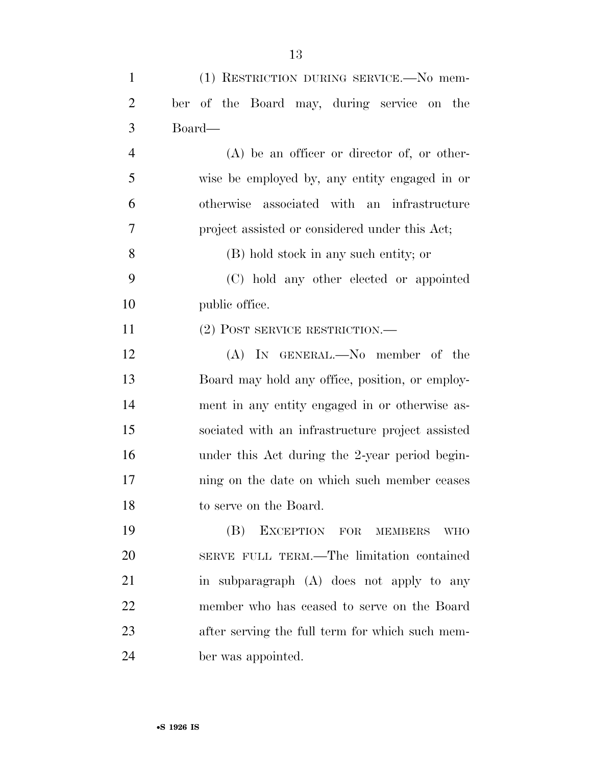(1) RESTRICTION DURING SERVICE.—No member of the Board may, during service on the Board—

(A) be an officer or director of, or otherwise be employed by, any entity engaged in or otherwise associated with an infrastructure project assisted or considered under this Act;

(B) hold stock in any such entity; or

(C) hold any other elected or appointed public office.

(2) POST SERVICE RESTRICTION.—

(A) IN GENERAL.—No member of the Board may hold any office, position, or employment in any entity engaged in or otherwise associated with an infrastructure project assisted under this Act during the 2-year period beginning on the date on which such member ceases to serve on the Board.

(B) EXCEPTION FOR MEMBERS WHO SERVE FULL TERM.—The limitation contained in subparagraph (A) does not apply to any member who has ceased to serve on the Board after serving the full term for which such member was appointed.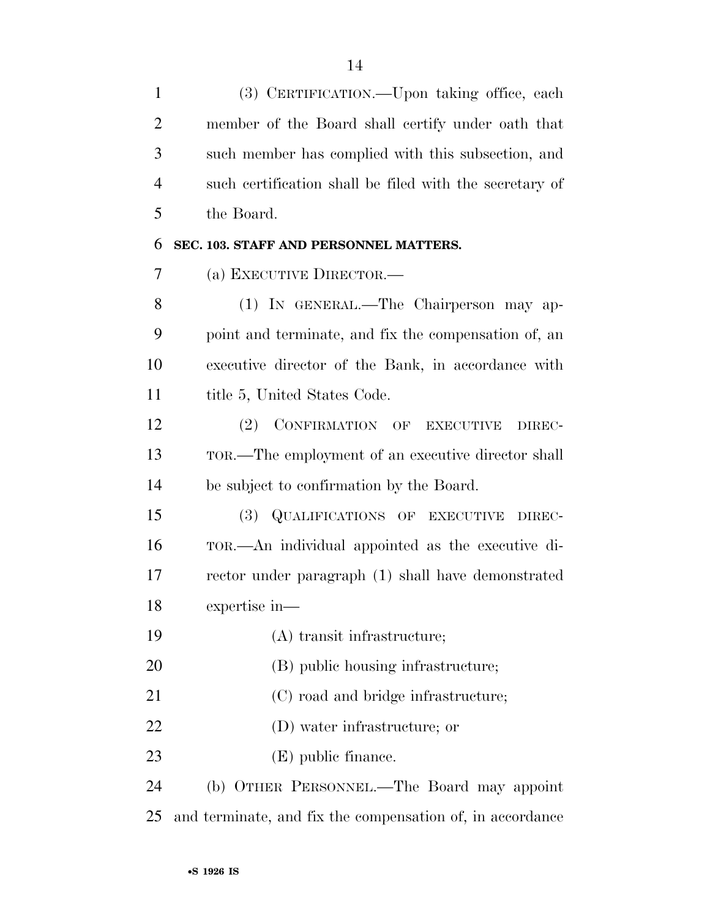(3) CERTIFICATION.—Upon taking office, each member of the Board shall certify under oath that such member has complied with this subsection, and such certification shall be filed with the secretary of the Board.

**SEC. 103. STAFF AND PERSONNEL MATTERS.**

(a) EXECUTIVE DIRECTOR.—

(1) IN GENERAL.—The Chairperson may appoint and terminate, and fix the compensation of, an executive director of the Bank, in accordance with title 5, United States Code.

(2) CONFIRMATION OF EXECUTIVE DIRECTOR.—The employment of an executive director shall be subject to confirmation by the Board.

(3) QUALIFICATIONS OF EXECUTIVE DIRECTOR.—An individual appointed as the executive director under paragraph (1) shall have demonstrated expertise in—

(A) transit infrastructure;

(B) public housing infrastructure;

(C) road and bridge infrastructure;

(D) water infrastructure; or

(E) public finance.

(b) OTHER PERSONNEL.—The Board may appoint and terminate, and fix the compensation of, in accordance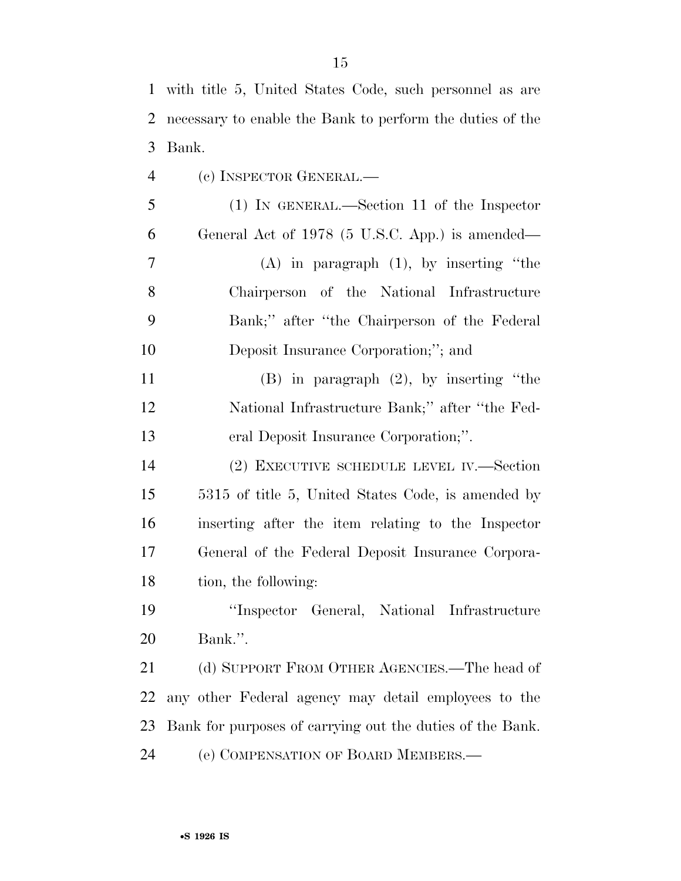with title 5, United States Code, such personnel as are necessary to enable the Bank to perform the duties of the Bank.

(c) INSPECTOR GENERAL.—

(1) IN GENERAL.—Section 11 of the Inspector General Act of 1978 (5 U.S.C. App.) is amended—

(A) in paragraph (1), by inserting ''the Chairperson of the National Infrastructure Bank;'' after ''the Chairperson of the Federal Deposit Insurance Corporation;''; and

(B) in paragraph (2), by inserting ''the National Infrastructure Bank;'' after ''the Federal Deposit Insurance Corporation;''.

(2) EXECUTIVE SCHEDULE LEVEL IV.—Section 5315 of title 5, United States Code, is amended by inserting after the item relating to the Inspector General of the Federal Deposit Insurance Corporation, the following:

''Inspector General, National Infrastructure Bank.''.

(d) SUPPORT FROM OTHER AGENCIES.—The head of any other Federal agency may detail employees to the Bank for purposes of carrying out the duties of the Bank.

(e) COMPENSATION OF BOARD MEMBERS.—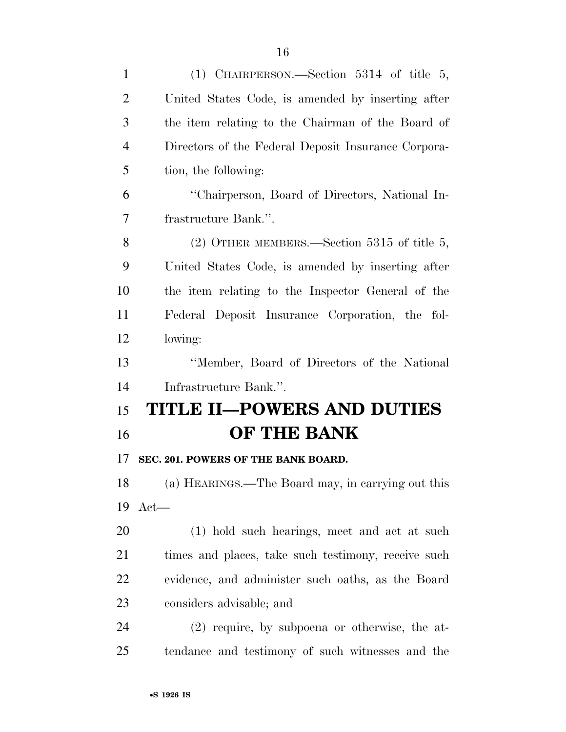(1) CHAIRPERSON.—Section 5314 of title 5, United States Code, is amended by inserting after the item relating to the Chairman of the Board of Directors of the Federal Deposit Insurance Corporation, the following:

"Chairperson, Board of Directors, National Infrastructure Bank.".

(2) OTHER MEMBERS.—Section 5315 of title 5, United States Code, is amended by inserting after the item relating to the Inspector General of the Federal Deposit Insurance Corporation, the following:

"Member, Board of Directors of the National Infrastructure Bank.".

# TITLE II—POWERS AND DUTIES OF THE BANK

**SEC. 201. POWERS OF THE BANK BOARD.**

(a) HEARINGS.—The Board may, in carrying out this Act—

(1) hold such hearings, meet and act at such times and places, take such testimony, receive such evidence, and administer such oaths, as the Board considers advisable; and

(2) require, by subpoena or otherwise, the attendance and testimony of such witnesses and the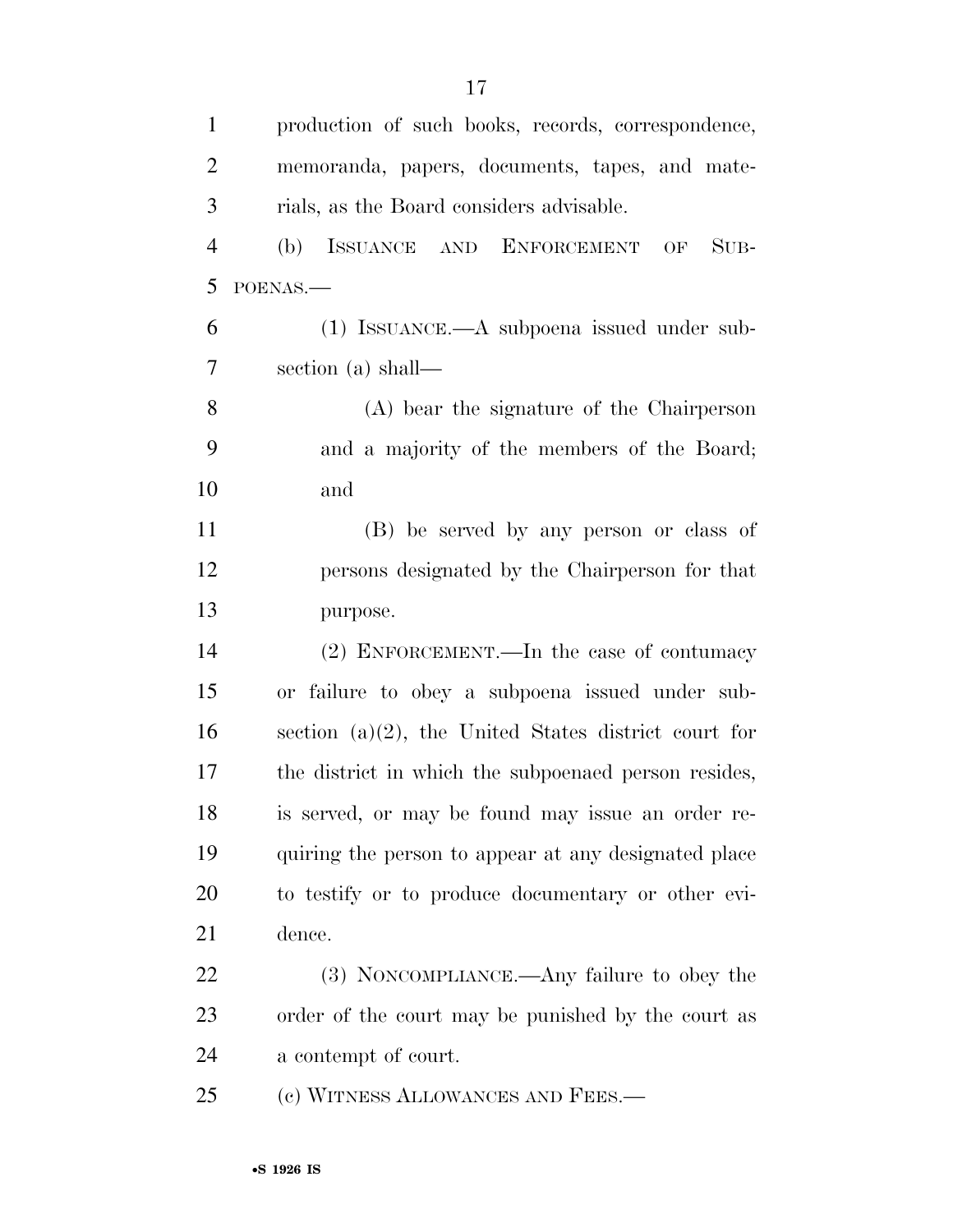production of such books, records, correspondence, memoranda, papers, documents, tapes, and materials, as the Board considers advisable.

(b) ISSUANCE AND ENFORCEMENT OF SUBPOENAS.—

(1) ISSUANCE.—A subpoena issued under subsection (a) shall—

(A) bear the signature of the Chairperson and a majority of the members of the Board; and

(B) be served by any person or class of persons designated by the Chairperson for that purpose.

(2) ENFORCEMENT.—In the case of contumacy or failure to obey a subpoena issued under subsection (a)(2), the United States district court for the district in which the subpoenaed person resides, is served, or may be found may issue an order requiring the person to appear at any designated place to testify or to produce documentary or other evidence.

(3) NONCOMPLIANCE.—Any failure to obey the order of the court may be punished by the court as a contempt of court.

(c) WITNESS ALLOWANCES AND FEES.—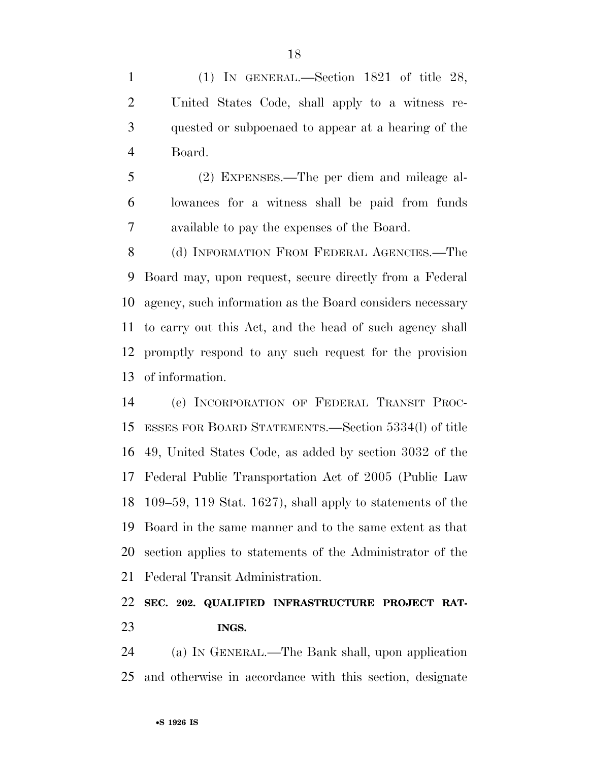(1) IN GENERAL.—Section 1821 of title 28, United States Code, shall apply to a witness requested or subpoenaed to appear at a hearing of the Board.

(2) EXPENSES.—The per diem and mileage allowances for a witness shall be paid from funds available to pay the expenses of the Board.

(d) INFORMATION FROM FEDERAL AGENCIES.—The Board may, upon request, secure directly from a Federal agency, such information as the Board considers necessary to carry out this Act, and the head of such agency shall promptly respond to any such request for the provision of information.

(e) INCORPORATION OF FEDERAL TRANSIT PROCESSES FOR BOARD STATEMENTS.—Section 5334(l) of title 49, United States Code, as added by section 3032 of the Federal Public Transportation Act of 2005 (Public Law 109–59, 119 Stat. 1627), shall apply to statements of the Board in the same manner and to the same extent as that section applies to statements of the Administrator of the Federal Transit Administration.

**SEC. 202. QUALIFIED INFRASTRUCTURE PROJECT RATINGS.**

(a) IN GENERAL.—The Bank shall, upon application and otherwise in accordance with this section, designate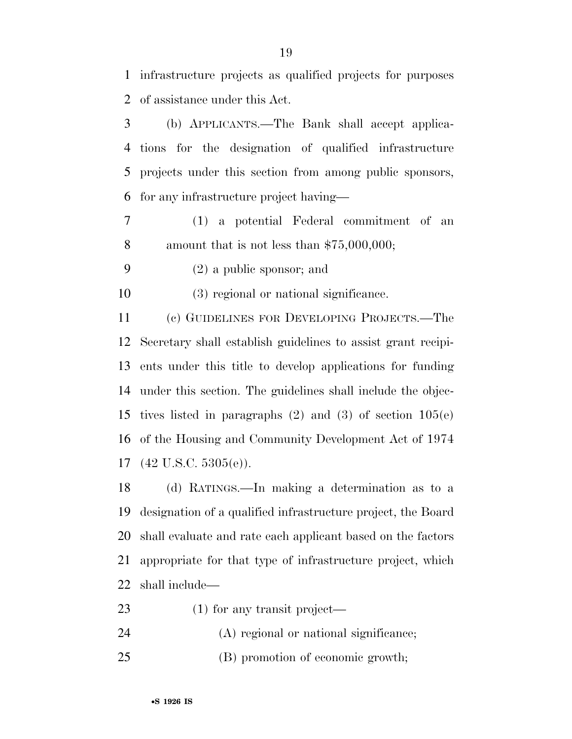infrastructure projects as qualified projects for purposes of assistance under this Act.

(b) APPLICANTS.—The Bank shall accept applications for the designation of qualified infrastructure projects under this section from among public sponsors, for any infrastructure project having—

(1) a potential Federal commitment of an amount that is not less than $75,000,000;

(2) a public sponsor; and

(3) regional or national significance.

(c) GUIDELINES FOR DEVELOPING PROJECTS.—The Secretary shall establish guidelines to assist grant recipients under this title to develop applications for funding under this section. The guidelines shall include the objectives listed in paragraphs (2) and (3) of section 105(e) of the Housing and Community Development Act of 1974 (42 U.S.C. 5305(e)).

(d) RATINGS.—In making a determination as to a designation of a qualified infrastructure project, the Board shall evaluate and rate each applicant based on the factors appropriate for that type of infrastructure project, which shall include—

(1) for any transit project—

(A) regional or national significance;

(B) promotion of economic growth;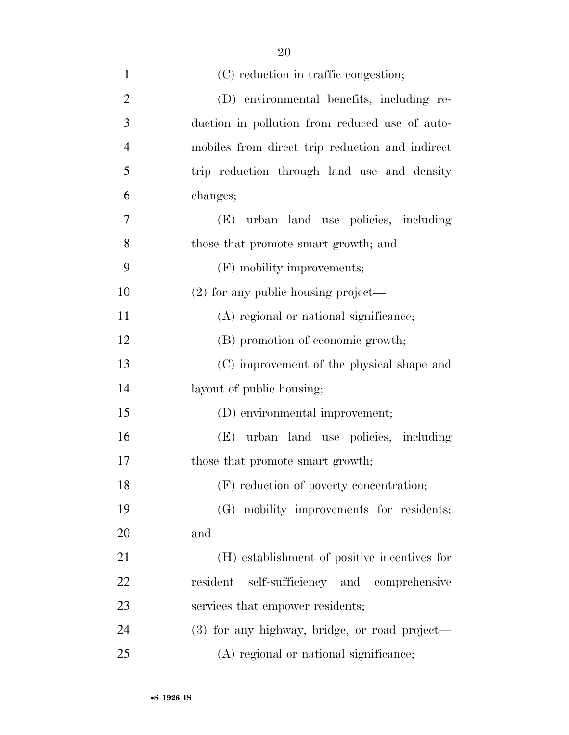(C) reduction in traffic congestion;

(D) environmental benefits, including reduction in pollution from reduced use of automobiles from direct trip reduction and indirect trip reduction through land use and density changes;

(E) urban land use policies, including those that promote smart growth; and

(F) mobility improvements;

(2) for any public housing project—

(A) regional or national significance;

(B) promotion of economic growth;

(C) improvement of the physical shape and layout of public housing;

(D) environmental improvement;

(E) urban land use policies, including those that promote smart growth;

(F) reduction of poverty concentration;

(G) mobility improvements for residents; and

(H) establishment of positive incentives for resident self-sufficiency and comprehensive services that empower residents;

(3) for any highway, bridge, or road project—

(A) regional or national significance;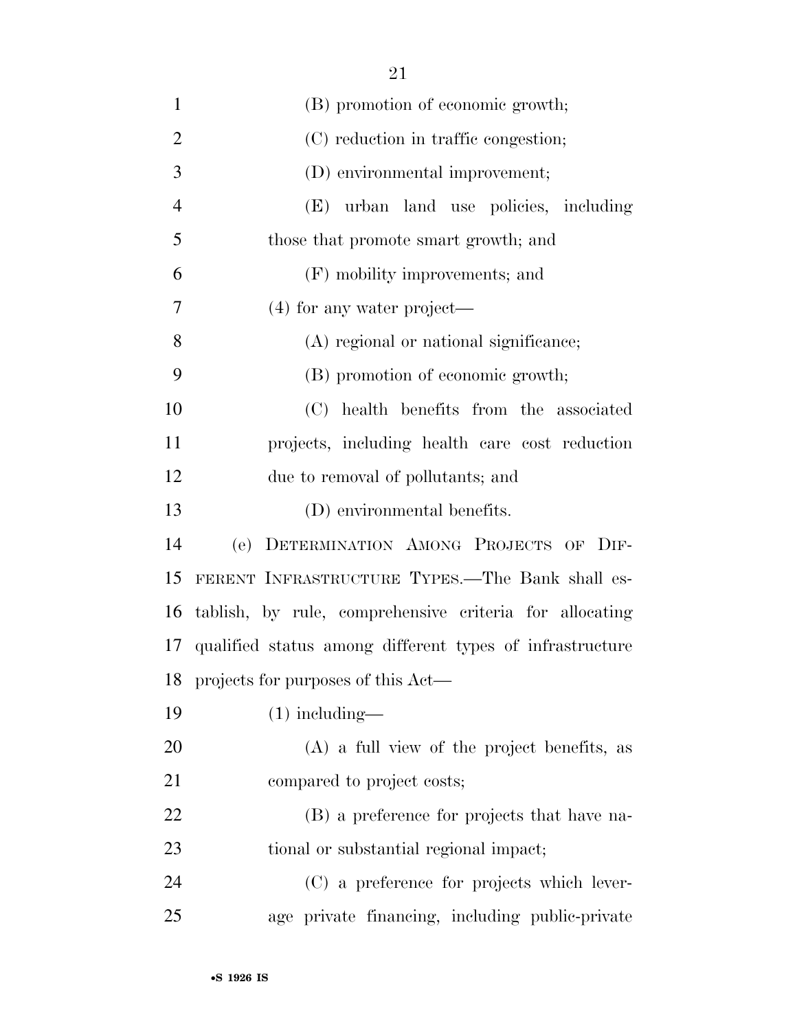(B) promotion of economic growth;

(C) reduction in traffic congestion;

(D) environmental improvement;

(E) urban land use policies, including those that promote smart growth; and

(F) mobility improvements; and

(4) for any water project—

(A) regional or national significance;

(B) promotion of economic growth;

(C) health benefits from the associated projects, including health care cost reduction due to removal of pollutants; and

(D) environmental benefits.

(e) DETERMINATION AMONG PROJECTS OF DIFFERENT INFRASTRUCTURE TYPES.—The Bank shall establish, by rule, comprehensive criteria for allocating qualified status among different types of infrastructure projects for purposes of this Act—

(1) including—

(A) a full view of the project benefits, as compared to project costs;

(B) a preference for projects that have national or substantial regional impact;

(C) a preference for projects which leverage private financing, including public-private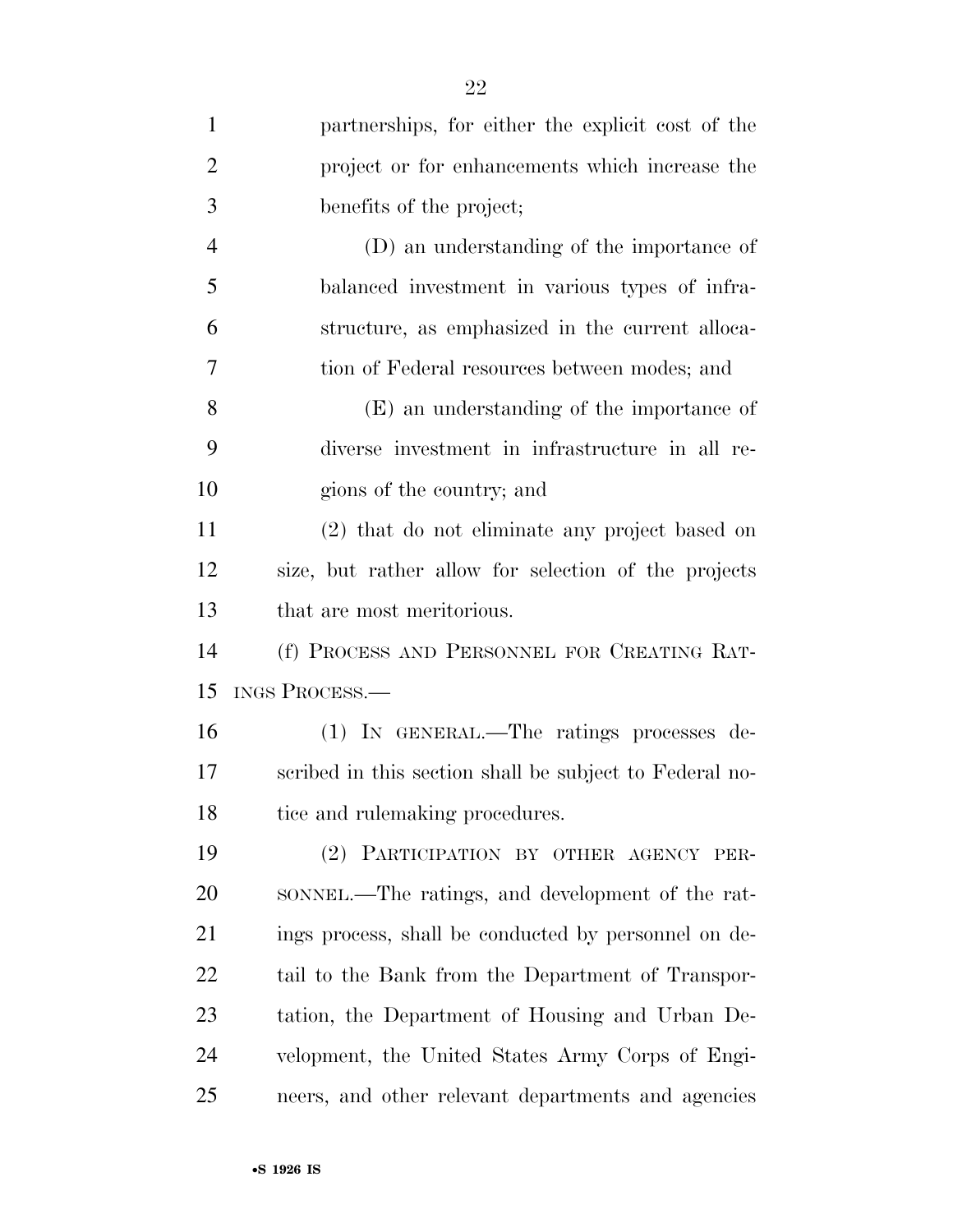partnerships, for either the explicit cost of the project or for enhancements which increase the benefits of the project;

(D) an understanding of the importance of balanced investment in various types of infrastructure, as emphasized in the current allocation of Federal resources between modes; and

(E) an understanding of the importance of diverse investment in infrastructure in all regions of the country; and

(2) that do not eliminate any project based on size, but rather allow for selection of the projects that are most meritorious.

(f) PROCESS AND PERSONNEL FOR CREATING RATINGS PROCESS.—

(1) IN GENERAL.—The ratings processes described in this section shall be subject to Federal notice and rulemaking procedures.

(2) PARTICIPATION BY OTHER AGENCY PERSONNEL.—The ratings, and development of the ratings process, shall be conducted by personnel on detail to the Bank from the Department of Transportation, the Department of Housing and Urban Development, the United States Army Corps of Engineers, and other relevant departments and agencies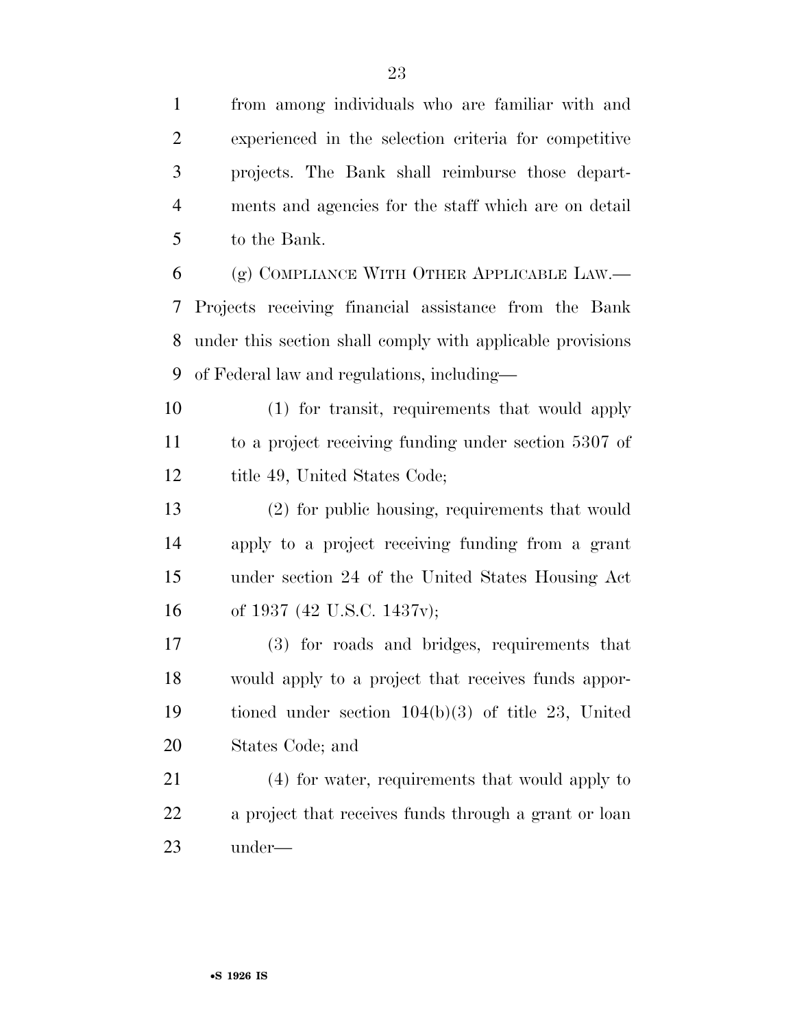from among individuals who are familiar with and experienced in the selection criteria for competitive projects. The Bank shall reimburse those departments and agencies for the staff which are on detail to the Bank.

(g) COMPLIANCE WITH OTHER APPLICABLE LAW.— Projects receiving financial assistance from the Bank under this section shall comply with applicable provisions of Federal law and regulations, including—

(1) for transit, requirements that would apply to a project receiving funding under section 5307 of title 49, United States Code;

(2) for public housing, requirements that would apply to a project receiving funding from a grant under section 24 of the United States Housing Act of 1937 (42 U.S.C. 1437v);

(3) for roads and bridges, requirements that would apply to a project that receives funds apportioned under section 104(b)(3) of title 23, United States Code; and

(4) for water, requirements that would apply to a project that receives funds through a grant or loan under—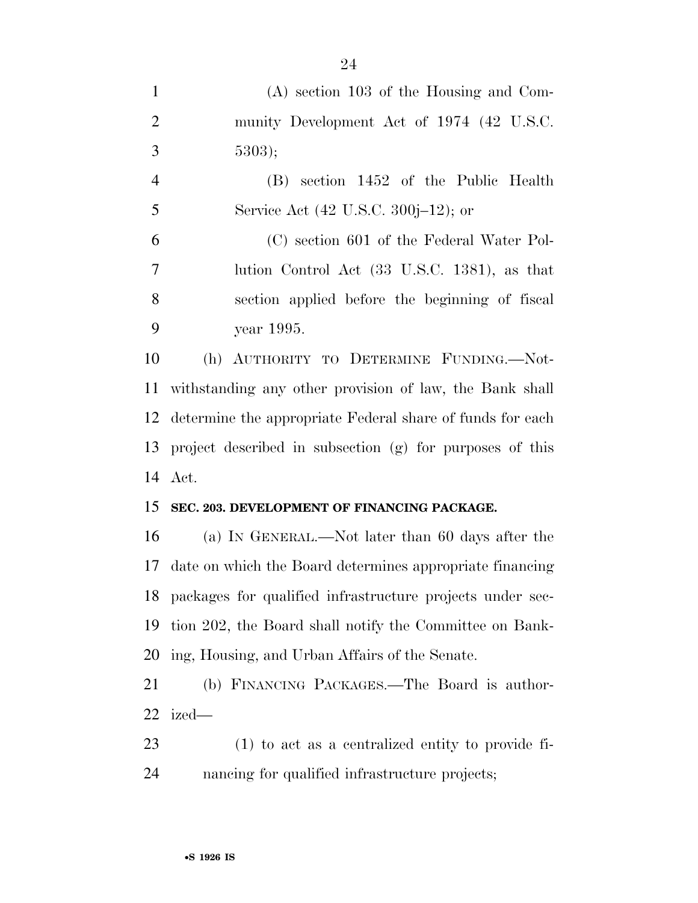(A) section 103 of the Housing and Community Development Act of 1974 (42 U.S.C. 5303);

(B) section 1452 of the Public Health Service Act (42 U.S.C. 300j–12); or

(C) section 601 of the Federal Water Pollution Control Act (33 U.S.C. 1381), as that section applied before the beginning of fiscal year 1995.

(h) AUTHORITY TO DETERMINE FUNDING.—Notwithstanding any other provision of law, the Bank shall determine the appropriate Federal share of funds for each project described in subsection (g) for purposes of this Act.

**SEC. 203. DEVELOPMENT OF FINANCING PACKAGE.**

(a) IN GENERAL.—Not later than 60 days after the date on which the Board determines appropriate financing packages for qualified infrastructure projects under section 202, the Board shall notify the Committee on Banking, Housing, and Urban Affairs of the Senate.

(b) FINANCING PACKAGES.—The Board is authorized—

(1) to act as a centralized entity to provide financing for qualified infrastructure projects;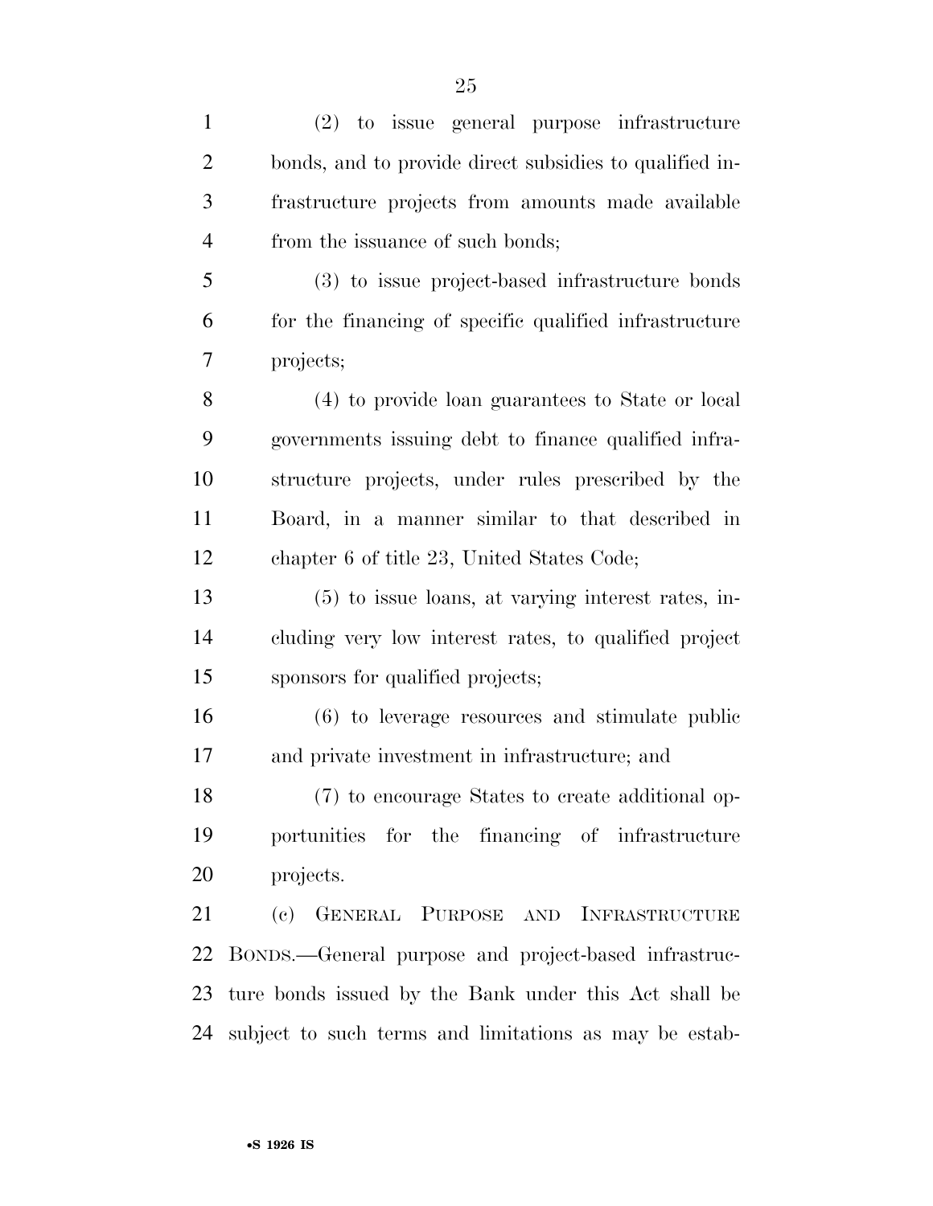(2) to issue general purpose infrastructure bonds, and to provide direct subsidies to qualified infrastructure projects from amounts made available from the issuance of such bonds;

(3) to issue project-based infrastructure bonds for the financing of specific qualified infrastructure projects;

(4) to provide loan guarantees to State or local governments issuing debt to finance qualified infrastructure projects, under rules prescribed by the Board, in a manner similar to that described in chapter 6 of title 23, United States Code;

(5) to issue loans, at varying interest rates, including very low interest rates, to qualified project sponsors for qualified projects;

(6) to leverage resources and stimulate public and private investment in infrastructure; and

(7) to encourage States to create additional opportunities for the financing of infrastructure projects.

(c) GENERAL PURPOSE AND INFRASTRUCTURE BONDS.—General purpose and project-based infrastructure bonds issued by the Bank under this Act shall be subject to such terms and limitations as may be estab-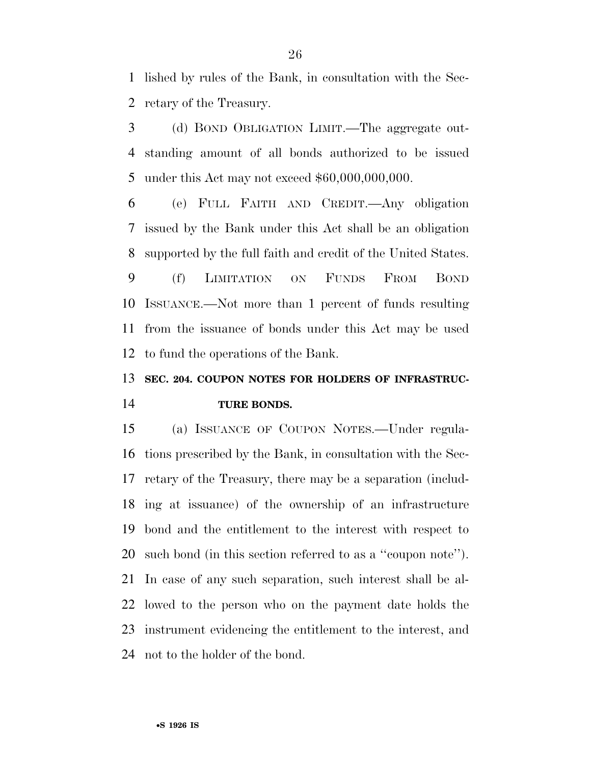lished by rules of the Bank, in consultation with the Secretary of the Treasury.

(d) BOND OBLIGATION LIMIT.—The aggregate outstanding amount of all bonds authorized to be issued under this Act may not exceed $60,000,000,000.

(e) FULL FAITH AND CREDIT.—Any obligation issued by the Bank under this Act shall be an obligation supported by the full faith and credit of the United States.

(f) LIMITATION ON FUNDS FROM BOND ISSUANCE.—Not more than 1 percent of funds resulting from the issuance of bonds under this Act may be used to fund the operations of the Bank.

**SEC. 204. COUPON NOTES FOR HOLDERS OF INFRASTRUCTURE BONDS.**

(a) ISSUANCE OF COUPON NOTES.—Under regulations prescribed by the Bank, in consultation with the Secretary of the Treasury, there may be a separation (including at issuance) of the ownership of an infrastructure bond and the entitlement to the interest with respect to such bond (in this section referred to as a ''coupon note''). In case of any such separation, such interest shall be allowed to the person who on the payment date holds the instrument evidencing the entitlement to the interest, and not to the holder of the bond.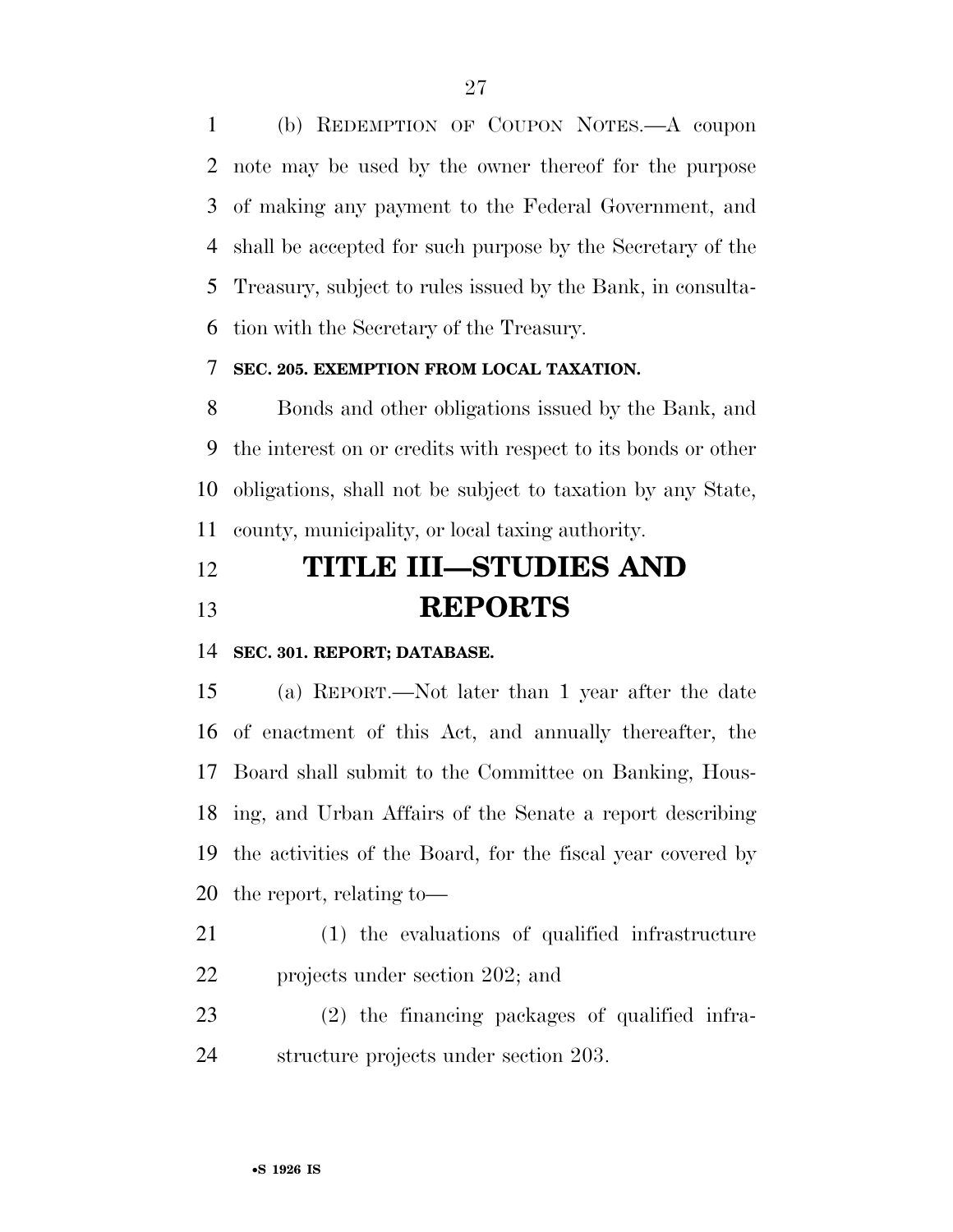(b) Redemption of Coupon Notes.—A coupon note may be used by the owner thereof for the purpose of making any payment to the Federal Government, and shall be accepted for such purpose by the Secretary of the Treasury, subject to rules issued by the Bank, in consultation with the Secretary of the Treasury.

**SEC. 205. EXEMPTION FROM LOCAL TAXATION.**

Bonds and other obligations issued by the Bank, and the interest on or credits with respect to its bonds or other obligations, shall not be subject to taxation by any State, county, municipality, or local taxing authority.

# TITLE III—STUDIES AND REPORTS

**SEC. 301. REPORT; DATABASE.**

(a) Report.—Not later than 1 year after the date of enactment of this Act, and annually thereafter, the Board shall submit to the Committee on Banking, Housing, and Urban Affairs of the Senate a report describing the activities of the Board, for the fiscal year covered by the report, relating to—

(1) the evaluations of qualified infrastructure projects under section 202; and

(2) the financing packages of qualified infrastructure projects under section 203.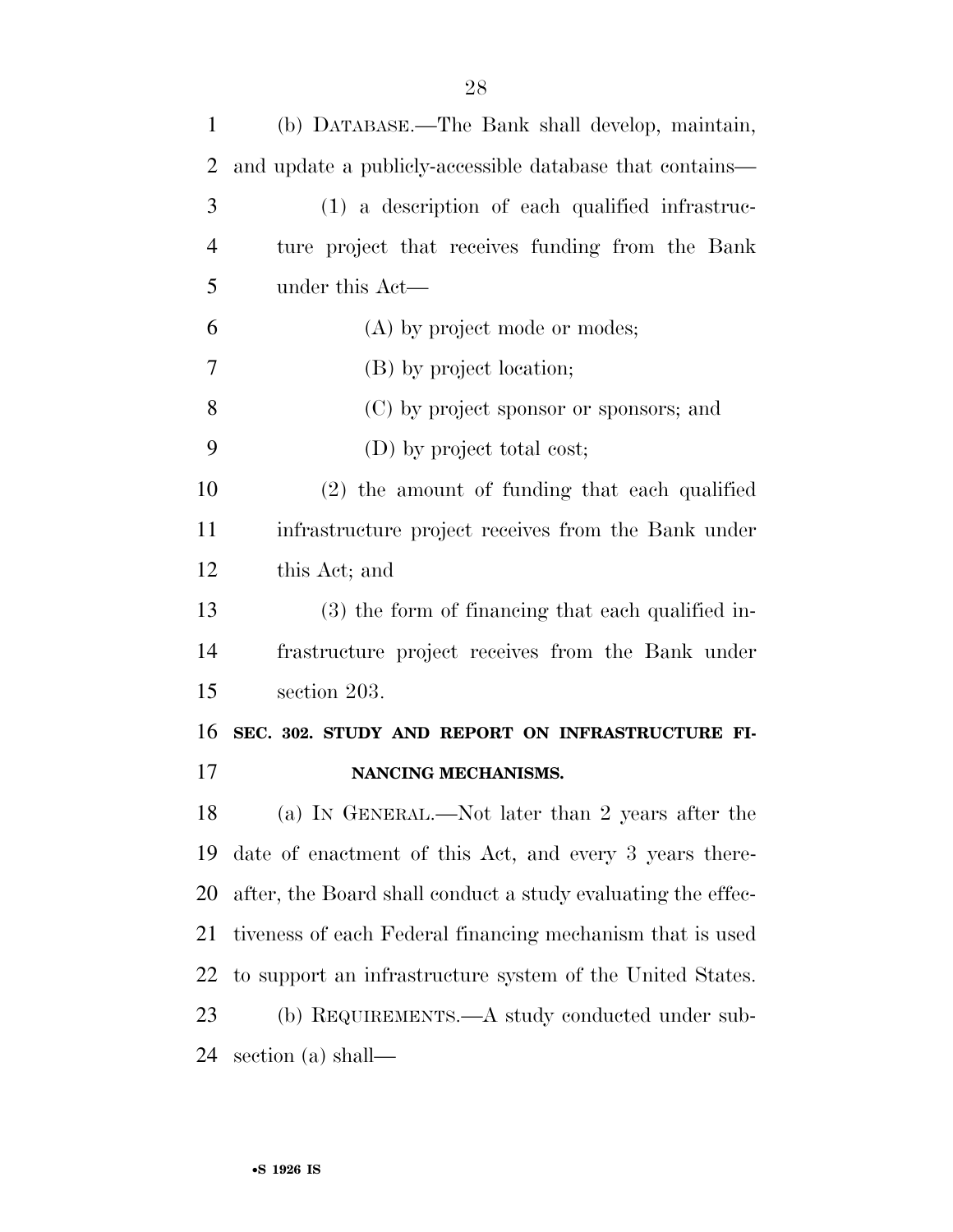(b) DATABASE.—The Bank shall develop, maintain, and update a publicly-accessible database that contains—

(1) a description of each qualified infrastructure project that receives funding from the Bank under this Act—

(A) by project mode or modes;

(B) by project location;

(C) by project sponsor or sponsors; and

(D) by project total cost;

(2) the amount of funding that each qualified infrastructure project receives from the Bank under this Act; and

(3) the form of financing that each qualified infrastructure project receives from the Bank under section 203.

### SEC. 302. STUDY AND REPORT ON INFRASTRUCTURE FINANCING MECHANISMS.

(a) IN GENERAL.—Not later than 2 years after the date of enactment of this Act, and every 3 years thereafter, the Board shall conduct a study evaluating the effectiveness of each Federal financing mechanism that is used to support an infrastructure system of the United States.

(b) REQUIREMENTS.—A study conducted under subsection (a) shall—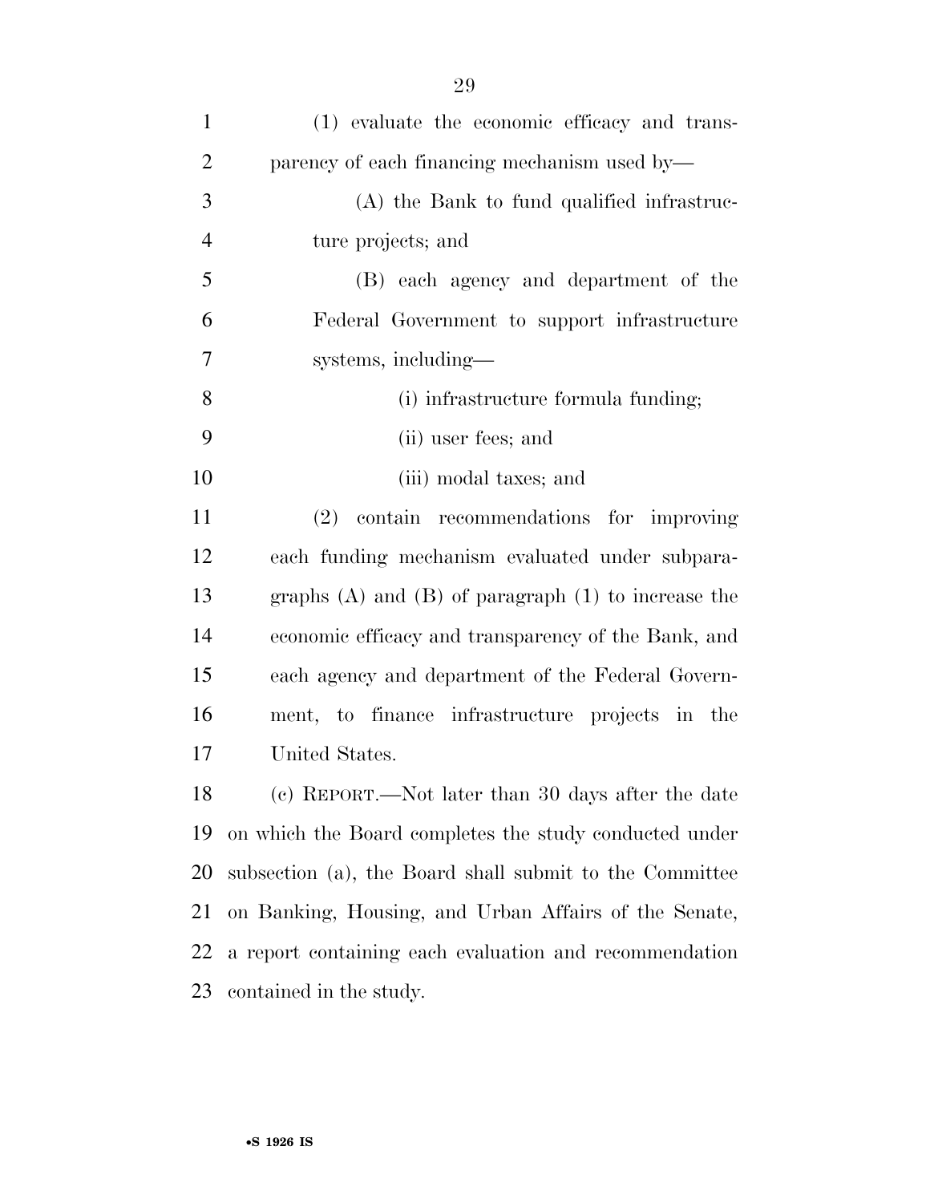(1) evaluate the economic efficacy and transparency of each financing mechanism used by—

(A) the Bank to fund qualified infrastructure projects; and

(B) each agency and department of the Federal Government to support infrastructure systems, including—

(i) infrastructure formula funding;

(ii) user fees; and

(iii) modal taxes; and

(2) contain recommendations for improving each funding mechanism evaluated under subparagraphs (A) and (B) of paragraph (1) to increase the economic efficacy and transparency of the Bank, and each agency and department of the Federal Government, to finance infrastructure projects in the United States.

(c) REPORT.—Not later than 30 days after the date on which the Board completes the study conducted under subsection (a), the Board shall submit to the Committee on Banking, Housing, and Urban Affairs of the Senate, a report containing each evaluation and recommendation contained in the study.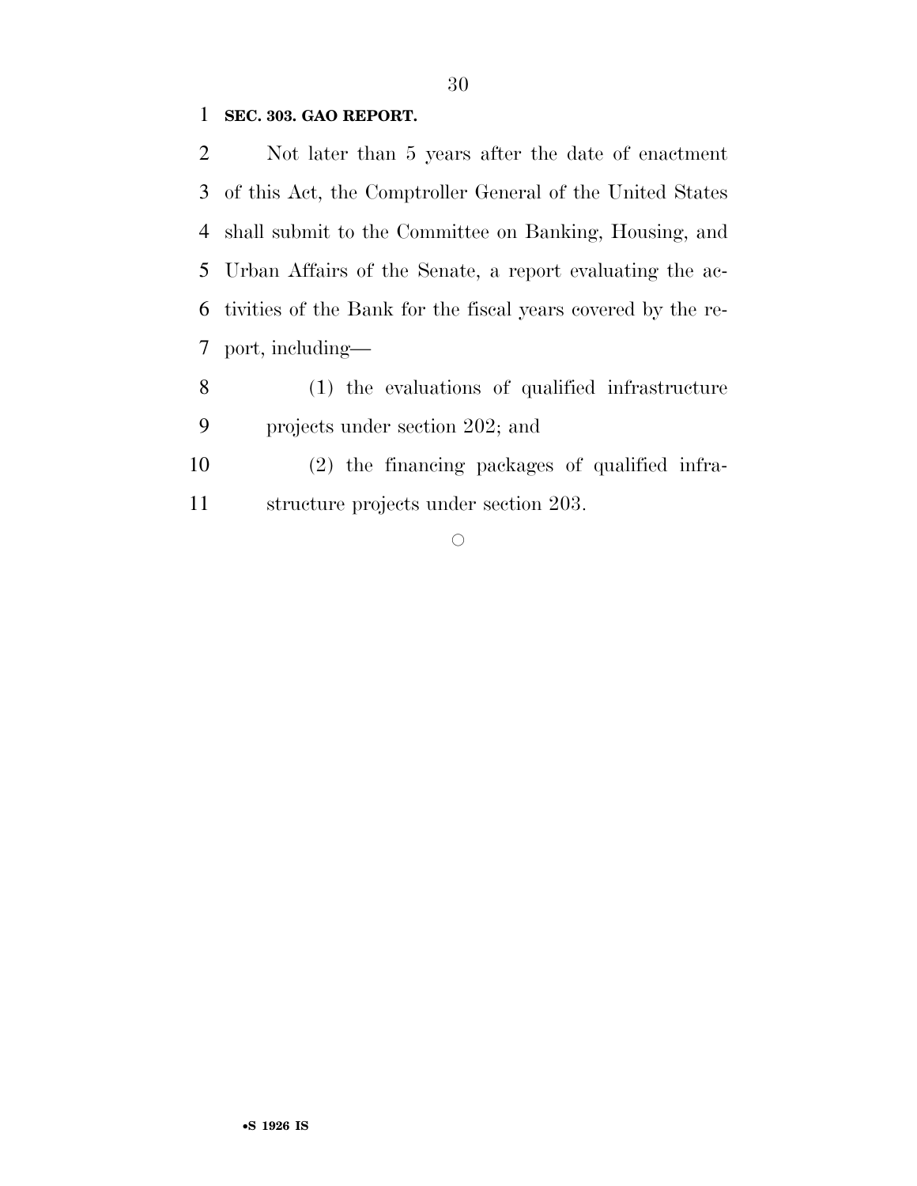**SEC. 303. GAO REPORT.**

Not later than 5 years after the date of enactment of this Act, the Comptroller General of the United States shall submit to the Committee on Banking, Housing, and Urban Affairs of the Senate, a report evaluating the activities of the Bank for the fiscal years covered by the report, including—

(1) the evaluations of qualified infrastructure projects under section 202; and

(2) the financing packages of qualified infrastructure projects under section 203.

○